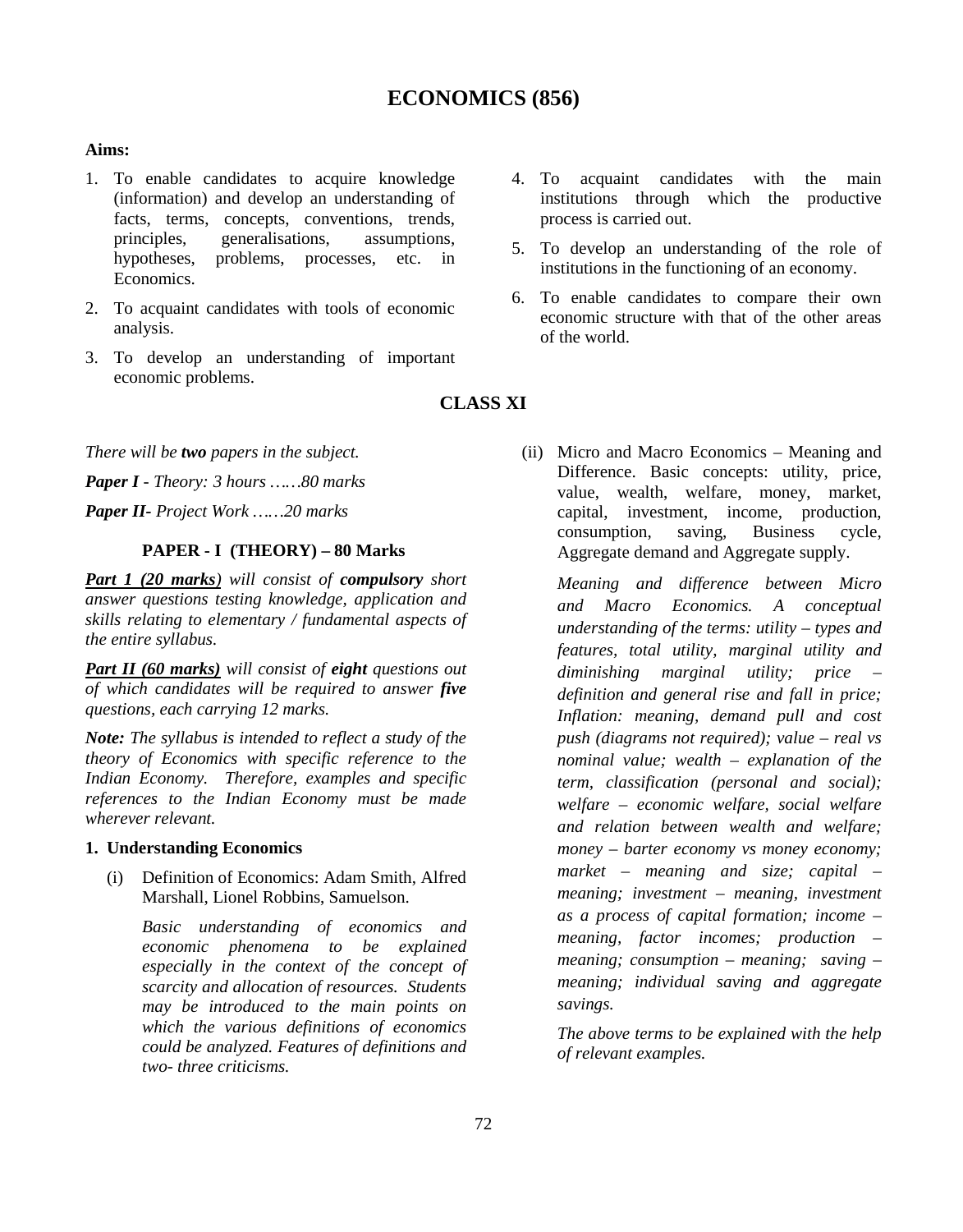# ECONOMICS (856)

**Aims:**

1. To enable candidates to acquire knowledge (information) and develop an understanding of facts, terms, concepts, conventions, trends, principles, generalisations, assumptions, hypotheses, problems, processes, etc. in Economics.
2. To acquaint candidates with tools of economic analysis.
3. To develop an understanding of important economic problems.
4. To acquaint candidates with the main institutions through which the productive process is carried out.
5. To develop an understanding of the role of institutions in the functioning of an economy.
6. To enable candidates to compare their own economic structure with that of the other areas of the world.

## CLASS XI

*There will be **two** papers in the subject.*

***Paper I** - Theory: 3 hours ……80 marks*

***Paper II**- Project Work ……20 marks*

### PAPER - I (THEORY) – 80 Marks

***Part 1 (20 marks)** will consist of **compulsory** short answer questions testing knowledge, application and skills relating to elementary / fundamental aspects of the entire syllabus.*

***Part II (60 marks)** will consist of **eight** questions out of which candidates will be required to answer **five** questions, each carrying 12 marks.*

***Note:** The syllabus is intended to reflect a study of the theory of Economics with specific reference to the Indian Economy. Therefore, examples and specific references to the Indian Economy must be made wherever relevant.*

**1. Understanding Economics**

(i) Definition of Economics: Adam Smith, Alfred Marshall, Lionel Robbins, Samuelson.

*Basic understanding of economics and economic phenomena to be explained especially in the context of the concept of scarcity and allocation of resources. Students may be introduced to the main points on which the various definitions of economics could be analyzed. Features of definitions and two- three criticisms.*

(ii) Micro and Macro Economics – Meaning and Difference. Basic concepts: utility, price, value, wealth, welfare, money, market, capital, investment, income, production, consumption, saving, Business cycle, Aggregate demand and Aggregate supply.

*Meaning and difference between Micro and Macro Economics. A conceptual understanding of the terms: utility – types and features, total utility, marginal utility and diminishing marginal utility; price – definition and general rise and fall in price; Inflation: meaning, demand pull and cost push (diagrams not required); value – real vs nominal value; wealth – explanation of the term, classification (personal and social); welfare – economic welfare, social welfare and relation between wealth and welfare; money – barter economy vs money economy; market – meaning and size; capital – meaning; investment – meaning, investment as a process of capital formation; income – meaning, factor incomes; production – meaning; consumption – meaning; saving – meaning; individual saving and aggregate savings.*

*The above terms to be explained with the help of relevant examples.*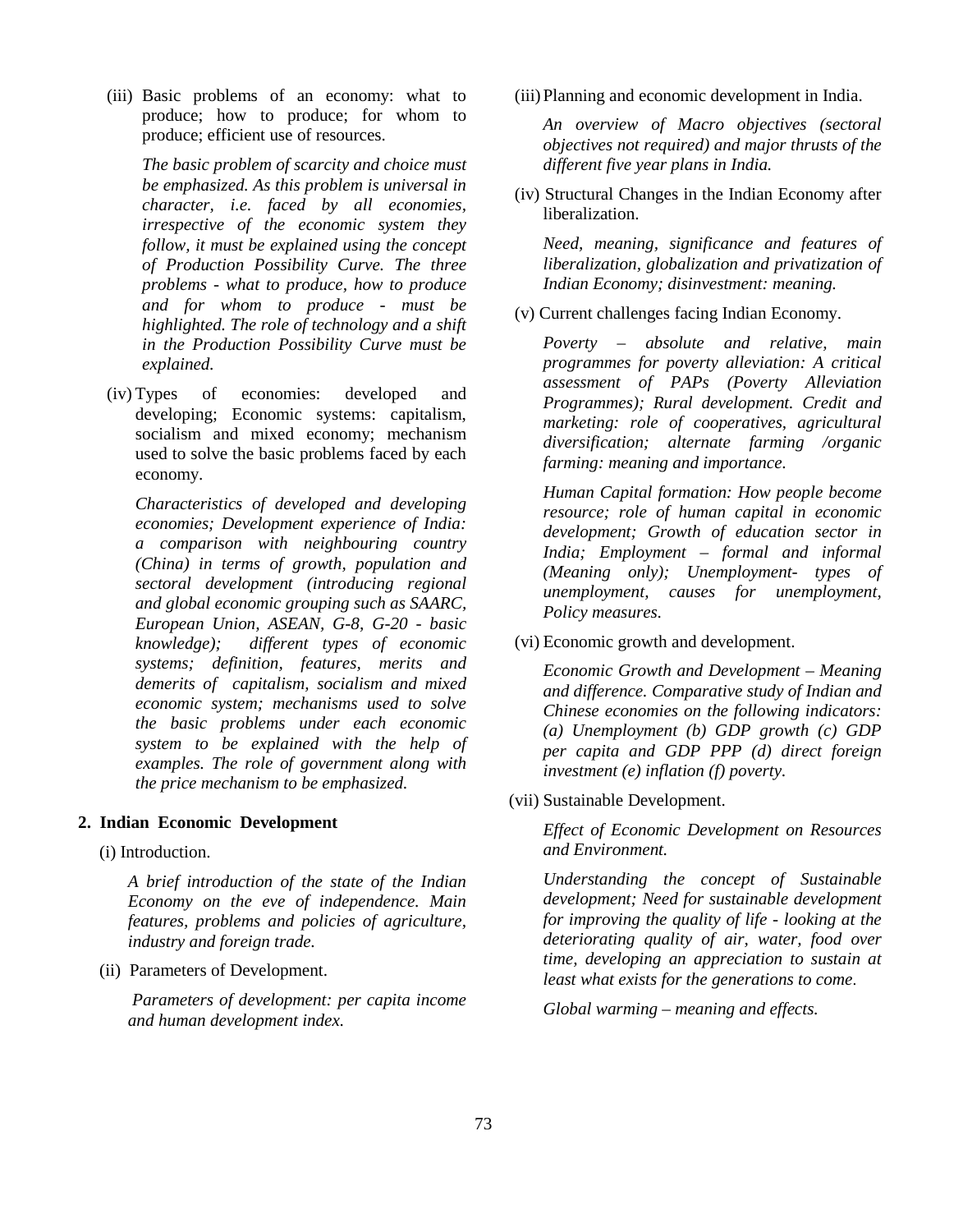(iii) Basic problems of an economy: what to produce; how to produce; for whom to produce; efficient use of resources.

*The basic problem of scarcity and choice must be emphasized. As this problem is universal in character, i.e. faced by all economies, irrespective of the economic system they follow, it must be explained using the concept of Production Possibility Curve. The three problems - what to produce, how to produce and for whom to produce - must be highlighted. The role of technology and a shift in the Production Possibility Curve must be explained.*

(iv) Types of economies: developed and developing; Economic systems: capitalism, socialism and mixed economy; mechanism used to solve the basic problems faced by each economy.

*Characteristics of developed and developing economies; Development experience of India: a comparison with neighbouring country (China) in terms of growth, population and sectoral development (introducing regional and global economic grouping such as SAARC, European Union, ASEAN, G-8, G-20 - basic knowledge); different types of economic systems; definition, features, merits and demerits of capitalism, socialism and mixed economic system; mechanisms used to solve the basic problems under each economic system to be explained with the help of examples. The role of government along with the price mechanism to be emphasized.*

**2. Indian Economic Development**

(i) Introduction.

*A brief introduction of the state of the Indian Economy on the eve of independence. Main features, problems and policies of agriculture, industry and foreign trade.*

(ii) Parameters of Development.

*Parameters of development: per capita income and human development index.*

(iii) Planning and economic development in India.

*An overview of Macro objectives (sectoral objectives not required) and major thrusts of the different five year plans in India.*

(iv) Structural Changes in the Indian Economy after liberalization.

*Need, meaning, significance and features of liberalization, globalization and privatization of Indian Economy; disinvestment: meaning.*

(v) Current challenges facing Indian Economy.

*Poverty – absolute and relative, main programmes for poverty alleviation: A critical assessment of PAPs (Poverty Alleviation Programmes); Rural development. Credit and marketing: role of cooperatives, agricultural diversification; alternate farming /organic farming: meaning and importance.*

*Human Capital formation: How people become resource; role of human capital in economic development; Growth of education sector in India; Employment – formal and informal (Meaning only); Unemployment- types of unemployment, causes for unemployment, Policy measures.*

(vi) Economic growth and development.

*Economic Growth and Development – Meaning and difference. Comparative study of Indian and Chinese economies on the following indicators: (a) Unemployment (b) GDP growth (c) GDP per capita and GDP PPP (d) direct foreign investment (e) inflation (f) poverty.*

(vii) Sustainable Development.

*Effect of Economic Development on Resources and Environment.*

*Understanding the concept of Sustainable development; Need for sustainable development for improving the quality of life - looking at the deteriorating quality of air, water, food over time, developing an appreciation to sustain at least what exists for the generations to come.*

*Global warming – meaning and effects.*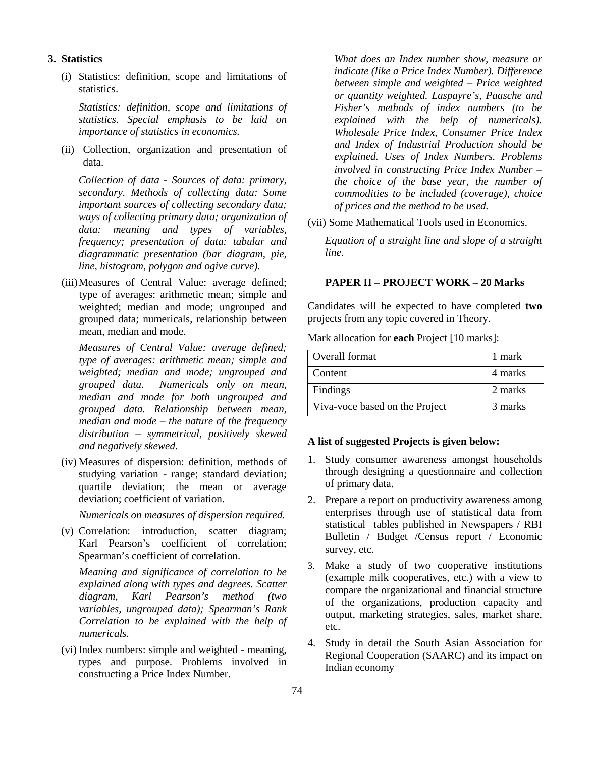### 3. Statistics

(i) Statistics: definition, scope and limitations of statistics.

*Statistics: definition, scope and limitations of statistics. Special emphasis to be laid on importance of statistics in economics.*

(ii) Collection, organization and presentation of data.

*Collection of data - Sources of data: primary, secondary. Methods of collecting data: Some important sources of collecting secondary data; ways of collecting primary data; organization of data: meaning and types of variables, frequency; presentation of data: tabular and diagrammatic presentation (bar diagram, pie, line, histogram, polygon and ogive curve).*

(iii) Measures of Central Value: average defined; type of averages: arithmetic mean; simple and weighted; median and mode; ungrouped and grouped data; numericals, relationship between mean, median and mode.

*Measures of Central Value: average defined; type of averages: arithmetic mean; simple and weighted; median and mode; ungrouped and grouped data. Numericals only on mean, median and mode for both ungrouped and grouped data. Relationship between mean, median and mode – the nature of the frequency distribution – symmetrical, positively skewed and negatively skewed.*

(iv) Measures of dispersion: definition, methods of studying variation - range; standard deviation; quartile deviation; the mean or average deviation; coefficient of variation.

*Numericals on measures of dispersion required.*

(v) Correlation: introduction, scatter diagram; Karl Pearson's coefficient of correlation; Spearman's coefficient of correlation.

*Meaning and significance of correlation to be explained along with types and degrees. Scatter diagram, Karl Pearson's method (two variables, ungrouped data); Spearman's Rank Correlation to be explained with the help of numericals.*

(vi) Index numbers: simple and weighted - meaning, types and purpose. Problems involved in constructing a Price Index Number.

*What does an Index number show, measure or indicate (like a Price Index Number). Difference between simple and weighted – Price weighted or quantity weighted. Laspayre's, Paasche and Fisher's methods of index numbers (to be explained with the help of numericals). Wholesale Price Index, Consumer Price Index and Index of Industrial Production should be explained. Uses of Index Numbers. Problems involved in constructing Price Index Number – the choice of the base year, the number of commodities to be included (coverage), choice of prices and the method to be used.*

(vii) Some Mathematical Tools used in Economics.

*Equation of a straight line and slope of a straight line.*

## PAPER II – PROJECT WORK – 20 Marks

Candidates will be expected to have completed **two** projects from any topic covered in Theory.

Mark allocation for **each** Project [10 marks]:

| Overall format | 1 mark |
|---|---|
| Content | 4 marks |
| Findings | 2 marks |
| Viva-voce based on the Project | 3 marks |

**A list of suggested Projects is given below:**

1. Study consumer awareness amongst households through designing a questionnaire and collection of primary data.
2. Prepare a report on productivity awareness among enterprises through use of statistical data from statistical tables published in Newspapers / RBI Bulletin / Budget /Census report / Economic survey, etc.
3. Make a study of two cooperative institutions (example milk cooperatives, etc.) with a view to compare the organizational and financial structure of the organizations, production capacity and output, marketing strategies, sales, market share, etc.
4. Study in detail the South Asian Association for Regional Cooperation (SAARC) and its impact on Indian economy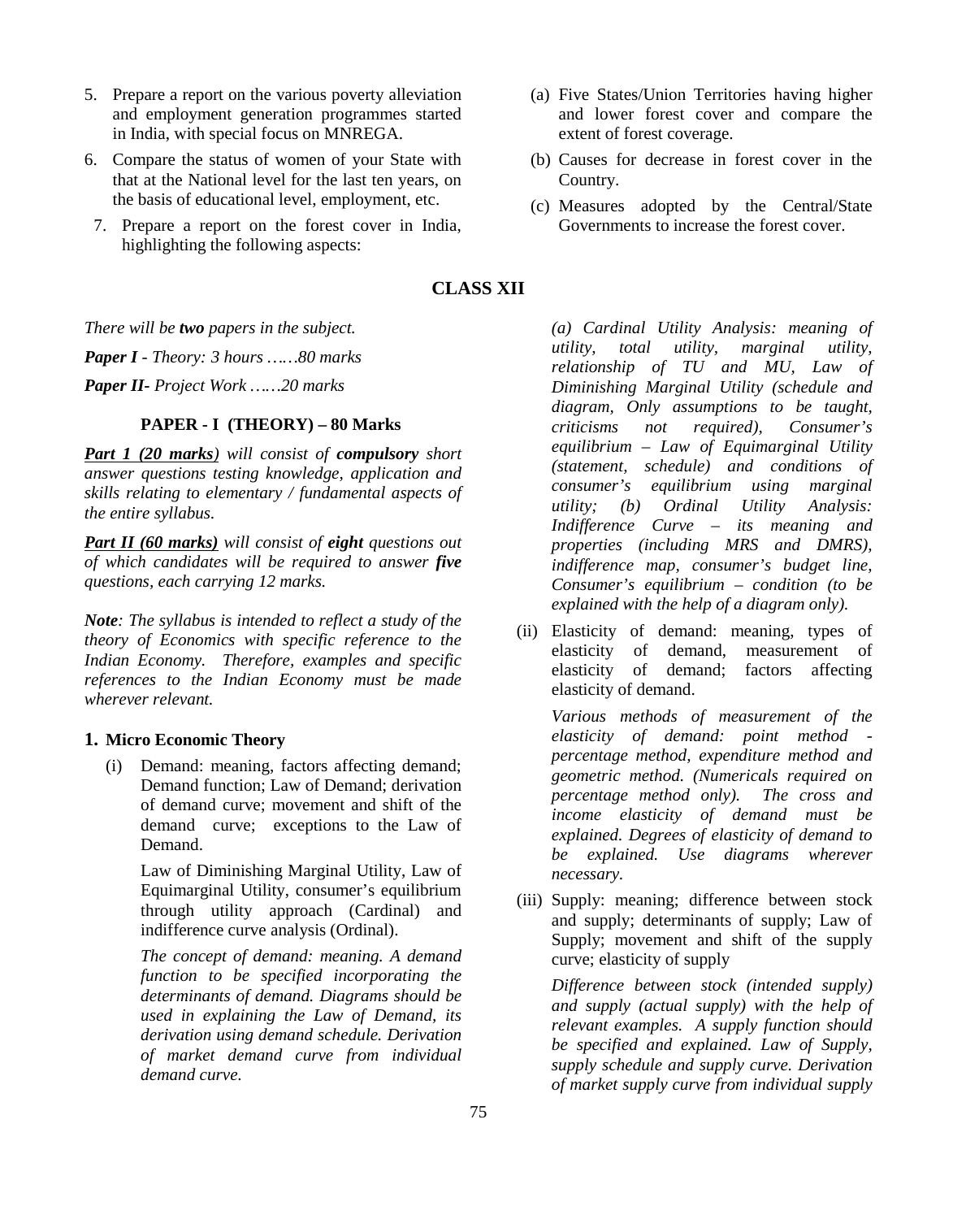5. Prepare a report on the various poverty alleviation and employment generation programmes started in India, with special focus on MNREGA.
6. Compare the status of women of your State with that at the National level for the last ten years, on the basis of educational level, employment, etc.
7. Prepare a report on the forest cover in India, highlighting the following aspects:
   (a) Five States/Union Territories having higher and lower forest cover and compare the extent of forest coverage.
   (b) Causes for decrease in forest cover in the Country.
   (c) Measures adopted by the Central/State Governments to increase the forest cover.

## CLASS XII

*There will be **two** papers in the subject.*

***Paper I** - Theory: 3 hours ……80 marks*

***Paper II**- Project Work ……20 marks*

### PAPER - I (THEORY) – 80 Marks

***Part 1 (20 marks)** will consist of **compulsory** short answer questions testing knowledge, application and skills relating to elementary / fundamental aspects of the entire syllabus.*

***Part II (60 marks)** will consist of **eight** questions out of which candidates will be required to answer **five** questions, each carrying 12 marks.*

***Note**: The syllabus is intended to reflect a study of the theory of Economics with specific reference to the Indian Economy. Therefore, examples and specific references to the Indian Economy must be made wherever relevant.*

### 1. Micro Economic Theory

(i) Demand: meaning, factors affecting demand; Demand function; Law of Demand; derivation of demand curve; movement and shift of the demand curve; exceptions to the Law of Demand.

Law of Diminishing Marginal Utility, Law of Equimarginal Utility, consumer's equilibrium through utility approach (Cardinal) and indifference curve analysis (Ordinal).

*The concept of demand: meaning. A demand function to be specified incorporating the determinants of demand. Diagrams should be used in explaining the Law of Demand, its derivation using demand schedule. Derivation of market demand curve from individual demand curve.*

*(a) Cardinal Utility Analysis: meaning of utility, total utility, marginal utility, relationship of TU and MU, Law of Diminishing Marginal Utility (schedule and diagram, Only assumptions to be taught, criticisms not required), Consumer's equilibrium – Law of Equimarginal Utility (statement, schedule) and conditions of consumer's equilibrium using marginal utility; (b) Ordinal Utility Analysis: Indifference Curve – its meaning and properties (including MRS and DMRS), indifference map, consumer's budget line, Consumer's equilibrium – condition (to be explained with the help of a diagram only).*

(ii) Elasticity of demand: meaning, types of elasticity of demand, measurement of elasticity of demand; factors affecting elasticity of demand.

*Various methods of measurement of the elasticity of demand: point method - percentage method, expenditure method and geometric method. (Numericals required on percentage method only). The cross and income elasticity of demand must be explained. Degrees of elasticity of demand to be explained. Use diagrams wherever necessary.*

(iii) Supply: meaning; difference between stock and supply; determinants of supply; Law of Supply; movement and shift of the supply curve; elasticity of supply

*Difference between stock (intended supply) and supply (actual supply) with the help of relevant examples. A supply function should be specified and explained. Law of Supply, supply schedule and supply curve. Derivation of market supply curve from individual supply*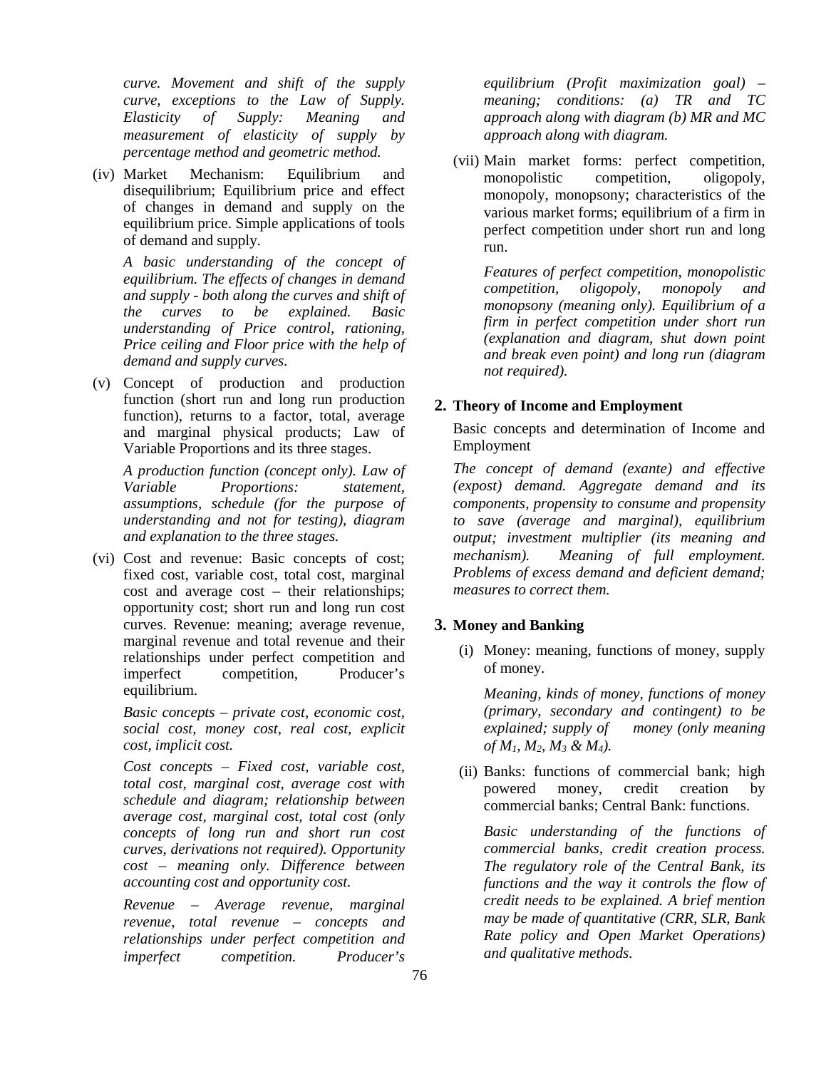*curve. Movement and shift of the supply curve, exceptions to the Law of Supply. Elasticity of Supply: Meaning and measurement of elasticity of supply by percentage method and geometric method.*

(iv) Market Mechanism: Equilibrium and disequilibrium; Equilibrium price and effect of changes in demand and supply on the equilibrium price. Simple applications of tools of demand and supply.

*A basic understanding of the concept of equilibrium. The effects of changes in demand and supply - both along the curves and shift of the curves to be explained. Basic understanding of Price control, rationing, Price ceiling and Floor price with the help of demand and supply curves.*

(v) Concept of production and production function (short run and long run production function), returns to a factor, total, average and marginal physical products; Law of Variable Proportions and its three stages.

*A production function (concept only). Law of Variable Proportions: statement, assumptions, schedule (for the purpose of understanding and not for testing), diagram and explanation to the three stages.*

(vi) Cost and revenue: Basic concepts of cost; fixed cost, variable cost, total cost, marginal cost and average cost – their relationships; opportunity cost; short run and long run cost curves. Revenue: meaning; average revenue, marginal revenue and total revenue and their relationships under perfect competition and imperfect competition, Producer's equilibrium.

*Basic concepts – private cost, economic cost, social cost, money cost, real cost, explicit cost, implicit cost.*

*Cost concepts – Fixed cost, variable cost, total cost, marginal cost, average cost with schedule and diagram; relationship between average cost, marginal cost, total cost (only concepts of long run and short run cost curves, derivations not required). Opportunity cost – meaning only. Difference between accounting cost and opportunity cost.*

*Revenue – Average revenue, marginal revenue, total revenue – concepts and relationships under perfect competition and imperfect competition. Producer's equilibrium (Profit maximization goal) – meaning; conditions: (a) TR and TC approach along with diagram (b) MR and MC approach along with diagram.*

(vii) Main market forms: perfect competition, monopolistic competition, oligopoly, monopoly, monopsony; characteristics of the various market forms; equilibrium of a firm in perfect competition under short run and long run.

*Features of perfect competition, monopolistic competition, oligopoly, monopoly and monopsony (meaning only). Equilibrium of a firm in perfect competition under short run (explanation and diagram, shut down point and break even point) and long run (diagram not required).*

**2. Theory of Income and Employment**

Basic concepts and determination of Income and Employment

*The concept of demand (exante) and effective (expost) demand. Aggregate demand and its components, propensity to consume and propensity to save (average and marginal), equilibrium output; investment multiplier (its meaning and mechanism). Meaning of full employment. Problems of excess demand and deficient demand; measures to correct them.*

**3. Money and Banking**

(i) Money: meaning, functions of money, supply of money.

*Meaning, kinds of money, functions of money (primary, secondary and contingent) to be explained; supply of money (only meaning of $M_1$, $M_2$, $M_3$ & $M_4$).*

(ii) Banks: functions of commercial bank; high powered money, credit creation by commercial banks; Central Bank: functions.

*Basic understanding of the functions of commercial banks, credit creation process. The regulatory role of the Central Bank, its functions and the way it controls the flow of credit needs to be explained. A brief mention may be made of quantitative (CRR, SLR, Bank Rate policy and Open Market Operations) and qualitative methods.*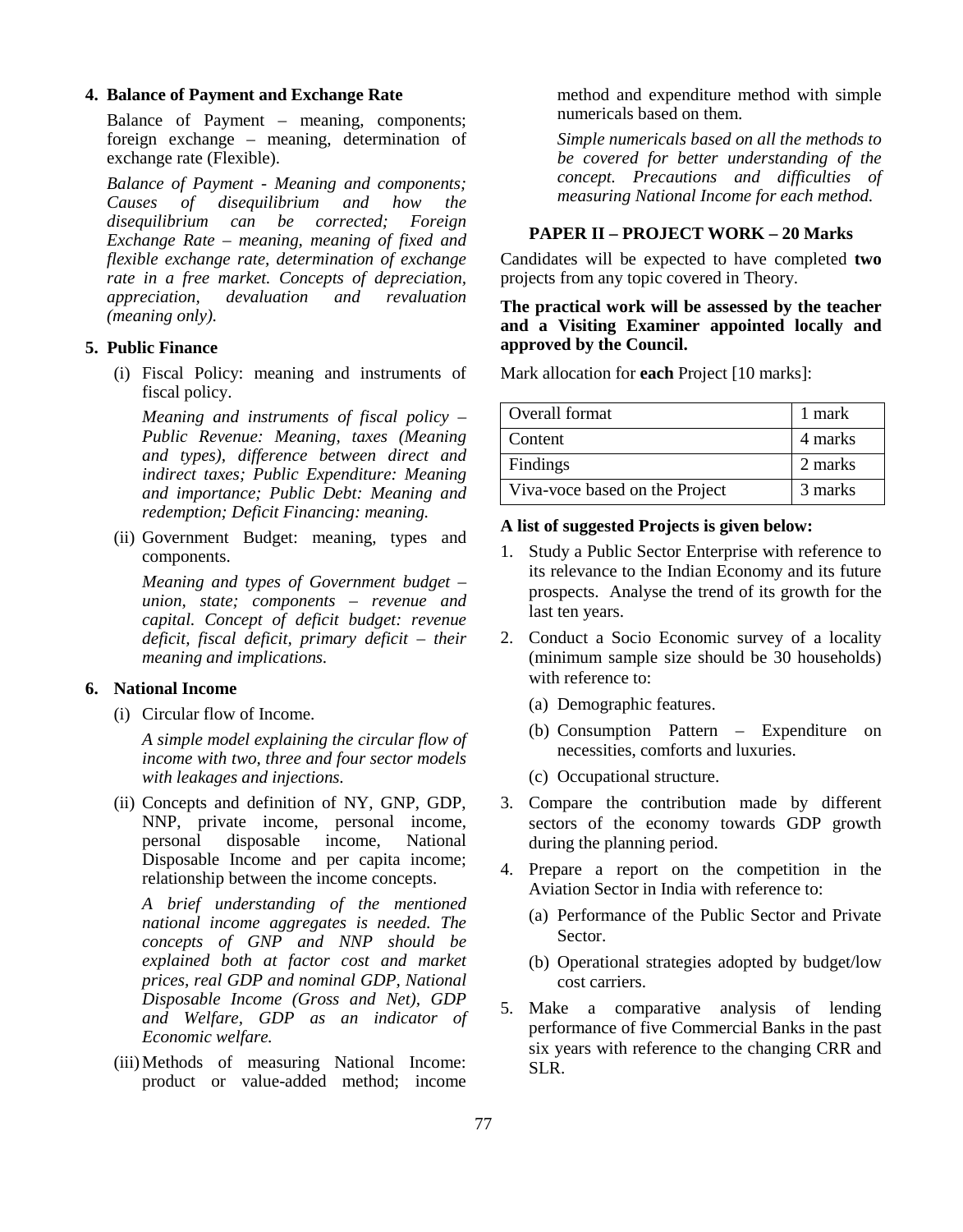**4. Balance of Payment and Exchange Rate**

Balance of Payment – meaning, components; foreign exchange – meaning, determination of exchange rate (Flexible).

*Balance of Payment - Meaning and components; Causes of disequilibrium and how the disequilibrium can be corrected; Foreign Exchange Rate – meaning, meaning of fixed and flexible exchange rate, determination of exchange rate in a free market. Concepts of depreciation, appreciation, devaluation and revaluation (meaning only).*

**5. Public Finance**

(i) Fiscal Policy: meaning and instruments of fiscal policy.

*Meaning and instruments of fiscal policy – Public Revenue: Meaning, taxes (Meaning and types), difference between direct and indirect taxes; Public Expenditure: Meaning and importance; Public Debt: Meaning and redemption; Deficit Financing: meaning.*

(ii) Government Budget: meaning, types and components.

*Meaning and types of Government budget – union, state; components – revenue and capital. Concept of deficit budget: revenue deficit, fiscal deficit, primary deficit – their meaning and implications.*

**6. National Income**

(i) Circular flow of Income.

*A simple model explaining the circular flow of income with two, three and four sector models with leakages and injections.*

(ii) Concepts and definition of NY, GNP, GDP, NNP, private income, personal income, personal disposable income, National Disposable Income and per capita income; relationship between the income concepts.

*A brief understanding of the mentioned national income aggregates is needed. The concepts of GNP and NNP should be explained both at factor cost and market prices, real GDP and nominal GDP, National Disposable Income (Gross and Net), GDP and Welfare, GDP as an indicator of Economic welfare.*

(iii) Methods of measuring National Income: product or value-added method; income method and expenditure method with simple numericals based on them.

*Simple numericals based on all the methods to be covered for better understanding of the concept. Precautions and difficulties of measuring National Income for each method.*

### PAPER II – PROJECT WORK – 20 Marks

Candidates will be expected to have completed **two** projects from any topic covered in Theory.

**The practical work will be assessed by the teacher and a Visiting Examiner appointed locally and approved by the Council.**

Mark allocation for **each** Project [10 marks]:

| | |
|---|---|
| Overall format | 1 mark |
| Content | 4 marks |
| Findings | 2 marks |
| Viva-voce based on the Project | 3 marks |

**A list of suggested Projects is given below:**

1. Study a Public Sector Enterprise with reference to its relevance to the Indian Economy and its future prospects. Analyse the trend of its growth for the last ten years.
2. Conduct a Socio Economic survey of a locality (minimum sample size should be 30 households) with reference to:
   (a) Demographic features.
   (b) Consumption Pattern – Expenditure on necessities, comforts and luxuries.
   (c) Occupational structure.
3. Compare the contribution made by different sectors of the economy towards GDP growth during the planning period.
4. Prepare a report on the competition in the Aviation Sector in India with reference to:
   (a) Performance of the Public Sector and Private Sector.
   (b) Operational strategies adopted by budget/low cost carriers.
5. Make a comparative analysis of lending performance of five Commercial Banks in the past six years with reference to the changing CRR and SLR.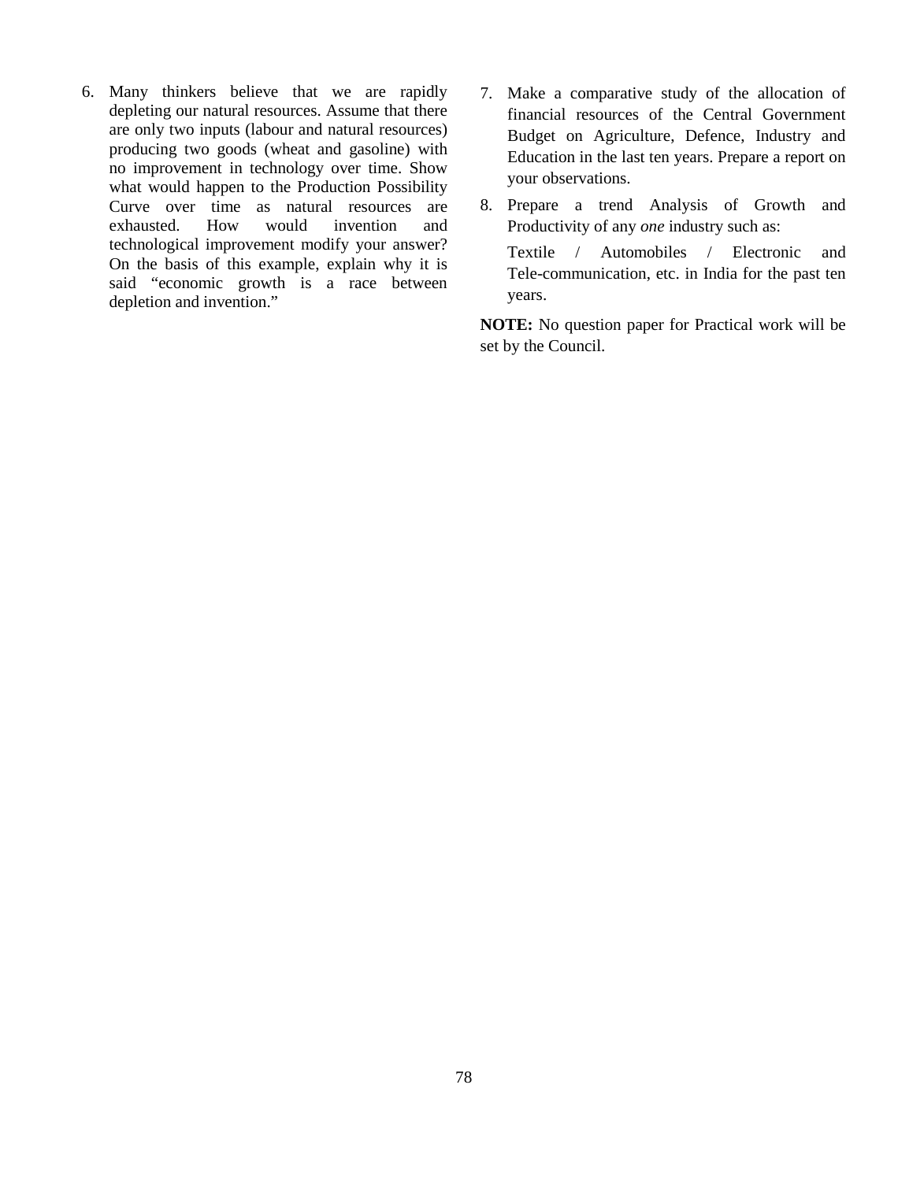6. Many thinkers believe that we are rapidly depleting our natural resources. Assume that there are only two inputs (labour and natural resources) producing two goods (wheat and gasoline) with no improvement in technology over time. Show what would happen to the Production Possibility Curve over time as natural resources are exhausted. How would invention and technological improvement modify your answer? On the basis of this example, explain why it is said "economic growth is a race between depletion and invention."

7. Make a comparative study of the allocation of financial resources of the Central Government Budget on Agriculture, Defence, Industry and Education in the last ten years. Prepare a report on your observations.

8. Prepare a trend Analysis of Growth and Productivity of any *one* industry such as:

   Textile / Automobiles / Electronic and Tele-communication, etc. in India for the past ten years.

**NOTE:** No question paper for Practical work will be set by the Council.